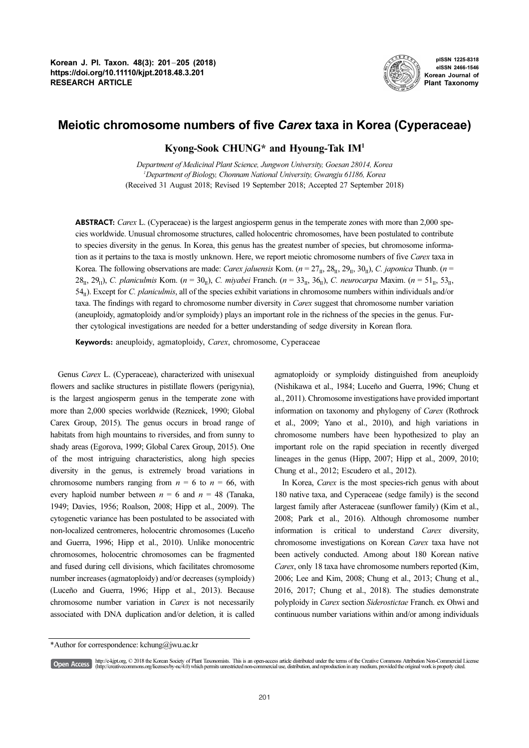**Korean J. Pl. Taxon. 48(3): 201−205 (2018)**
**https://doi.org/10.11110/kjpt.2018.48.3.201**
**RESEARCH ARTICLE**

pISSN 1225-8318
eISSN 2466-1546
**Korean Journal of Plant Taxonomy**

# Meiotic chromosome numbers of five *Carex* taxa in Korea (Cyperaceae)

**Kyong-Sook CHUNG* and Hyoung-Tak IM[1]**

*Department of Medicinal Plant Science, Jungwon University, Goesan 28014, Korea*
*[1]Department of Biology, Chonnam National University, Gwangju 61186, Korea*
(Received 31 August 2018; Revised 19 September 2018; Accepted 27 September 2018)

**ABSTRACT:** *Carex* L. (Cyperaceae) is the largest angiosperm genus in the temperate zones with more than 2,000 species worldwide. Unusual chromosome structures, called holocentric chromosomes, have been postulated to contribute to species diversity in the genus. In Korea, this genus has the greatest number of species, but chromosome information as it pertains to the taxa is mostly unknown. Here, we report meiotic chromosome numbers of five *Carex* taxa in Korea. The following observations are made: *Carex jaluensis* Kom. ($n = 27_{II}, 28_{II}, 29_{II}, 30_{II}$), *C. japonica* Thunb. ($n = 28_{II}, 29_{II}$), *C. planiculmis* Kom. ($n = 30_{II}$), *C. miyabei* Franch. ($n = 33_{II}, 36_{II}$), *C. neurocarpa* Maxim. ($n = 51_{II}, 53_{II}, 54_{II}$). Except for *C. planiculmis*, all of the species exhibit variations in chromosome numbers within individuals and/or taxa. The findings with regard to chromosome number diversity in *Carex* suggest that chromosome number variation (aneuploidy, agmatoploidy and/or symploidy) plays an important role in the richness of the species in the genus. Further cytological investigations are needed for a better understanding of sedge diversity in Korean flora.

**Keywords:** aneuploidy, agmatoploidy, *Carex*, chromosome, Cyperaceae

Genus *Carex* L. (Cyperaceae), characterized with unisexual flowers and saclike structures in pistillate flowers (perigynia), is the largest angiosperm genus in the temperate zone with more than 2,000 species worldwide (Reznicek, 1990; Global Carex Group, 2015). The genus occurs in broad range of habitats from high mountains to riversides, and from sunny to shady areas (Egorova, 1999; Global Carex Group, 2015). One of the most intriguing characteristics, along high species diversity in the genus, is extremely broad variations in chromosome numbers ranging from $n = 6$ to $n = 66$, with every haploid number between $n = 6$ and $n = 48$ (Tanaka, 1949; Davies, 1956; Roalson, 2008; Hipp et al., 2009). The cytogenetic variance has been postulated to be associated with non-localized centromeres, holocentric chromosomes (Luceño and Guerra, 1996; Hipp et al., 2010). Unlike monocentric chromosomes, holocentric chromosomes can be fragmented and fused during cell divisions, which facilitates chromosome number increases (agmatoploidy) and/or decreases (symploidy) (Luceño and Guerra, 1996; Hipp et al., 2013). Because chromosome number variation in *Carex* is not necessarily associated with DNA duplication and/or deletion, it is called agmatoploidy or symploidy distinguished from aneuploidy (Nishikawa et al., 1984; Luceño and Guerra, 1996; Chung et al., 2011). Chromosome investigations have provided important information on taxonomy and phylogeny of *Carex* (Rothrock et al., 2009; Yano et al., 2010), and high variations in chromosome numbers have been hypothesized to play an important role on the rapid speciation in recently diverged lineages in the genus (Hipp, 2007; Hipp et al., 2009, 2010; Chung et al., 2012; Escudero et al., 2012).

In Korea, *Carex* is the most species-rich genus with about 180 native taxa, and Cyperaceae (sedge family) is the second largest family after Asteraceae (sunflower family) (Kim et al., 2008; Park et al., 2016). Although chromosome number information is critical to understand *Carex* diversity, chromosome investigations on Korean *Carex* taxa have not been actively conducted. Among about 180 Korean native *Carex*, only 18 taxa have chromosome numbers reported (Kim, 2006; Lee and Kim, 2008; Chung et al., 2013; Chung et al., 2016, 2017; Chung et al., 2018). The studies demonstrate polyploidy in *Carex* section *Siderostictae* Franch. ex Ohwi and continuous number variations within and/or among individuals

*Author for correspondence: kchung@jwu.ac.kr

Open Access http://e-kjpt.org, © 2018 the Korean Society of Plant Taxonomists. This is an open-access article distributed under the terms of the Creative Commons Attribution Non-Commercial License (http://creativecommons.org/licenses/by-nc/4.0) which permits unrestricted non-commercial use, distribution, and reproduction in any medium, provided the original work is properly cited.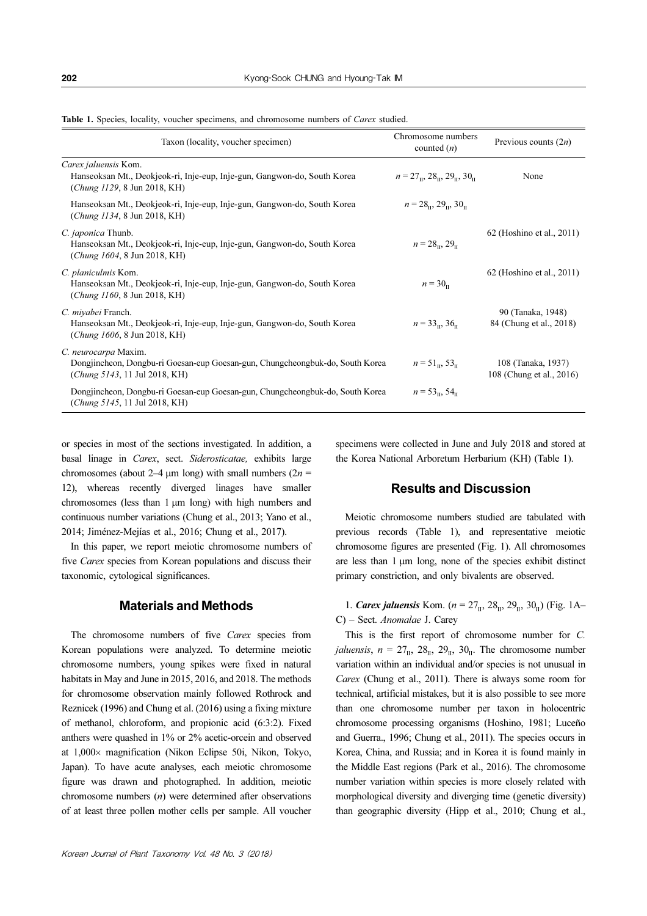**Table 1.** Species, locality, voucher specimens, and chromosome numbers of *Carex* studied.

| Taxon (locality, voucher specimen) | Chromosome numbers counted ($n$) | Previous counts ($2n$) |
|---|---|---|
| *Carex jaluensis* Kom.<br>Hanseoksan Mt., Deokjeok-ri, Inje-eup, Inje-gun, Gangwon-do, South Korea (*Chung 1129*, 8 Jun 2018, KH) | $n = 27_{II}, 28_{II}, 29_{II}, 30_{II}$ | None |
| Hanseoksan Mt., Deokjeok-ri, Inje-eup, Inje-gun, Gangwon-do, South Korea (*Chung 1134*, 8 Jun 2018, KH) | $n = 28_{II}, 29_{II}, 30_{II}$ | |
| *C. japonica* Thunb.<br>Hanseoksan Mt., Deokjeok-ri, Inje-eup, Inje-gun, Gangwon-do, South Korea (*Chung 1604*, 8 Jun 2018, KH) | $n = 28_{II}, 29_{II}$ | 62 (Hoshino et al., 2011) |
| *C. planiculmis* Kom.<br>Hanseoksan Mt., Deokjeok-ri, Inje-eup, Inje-gun, Gangwon-do, South Korea (*Chung 1160*, 8 Jun 2018, KH) | $n = 30_{II}$ | 62 (Hoshino et al., 2011) |
| *C. miyabei* Franch.<br>Hanseoksan Mt., Deokjeok-ri, Inje-eup, Inje-gun, Gangwon-do, South Korea (*Chung 1606*, 8 Jun 2018, KH) | $n = 33_{II}, 36_{II}$ | 90 (Tanaka, 1948)<br>84 (Chung et al., 2018) |
| *C. neurocarpa* Maxim.<br>Dongjincheon, Dongbu-ri Goesan-eup Goesan-gun, Chungcheongbuk-do, South Korea (*Chung 5143*, 11 Jul 2018, KH) | $n = 51_{II}, 53_{II}$ | 108 (Tanaka, 1937)<br>108 (Chung et al., 2016) |
| Dongjincheon, Dongbu-ri Goesan-eup Goesan-gun, Chungcheongbuk-do, South Korea (*Chung 5145*, 11 Jul 2018, KH) | $n = 53_{II}, 54_{II}$ | |

or species in most of the sections investigated. In addition, a basal linage in *Carex*, sect. *Siderosticatae,* exhibits large chromosomes (about 2–4 μm long) with small numbers ($2n$ = 12), whereas recently diverged linages have smaller chromosomes (less than 1 μm long) with high numbers and continuous number variations (Chung et al., 2013; Yano et al., 2014; Jiménez-Mejías et al., 2016; Chung et al., 2017).

In this paper, we report meiotic chromosome numbers of five *Carex* species from Korean populations and discuss their taxonomic, cytological significances.

## Materials and Methods

The chromosome numbers of five *Carex* species from Korean populations were analyzed. To determine meiotic chromosome numbers, young spikes were fixed in natural habitats in May and June in 2015, 2016, and 2018. The methods for chromosome observation mainly followed Rothrock and Reznicek (1996) and Chung et al. (2016) using a fixing mixture of methanol, chloroform, and propionic acid (6:3:2). Fixed anthers were quashed in 1% or 2% acetic-orcein and observed at 1,000× magnification (Nikon Eclipse 50i, Nikon, Tokyo, Japan). To have acute analyses, each meiotic chromosome figure was drawn and photographed. In addition, meiotic chromosome numbers ($n$) were determined after observations of at least three pollen mother cells per sample. All voucher specimens were collected in June and July 2018 and stored at the Korea National Arboretum Herbarium (KH) (Table 1).

## Results and Discussion

Meiotic chromosome numbers studied are tabulated with previous records (Table 1), and representative meiotic chromosome figures are presented (Fig. 1). All chromosomes are less than 1 μm long, none of the species exhibit distinct primary constriction, and only bivalents are observed.

1. ***Carex jaluensis*** Kom. ($n = 27_{II}, 28_{II}, 29_{II}, 30_{II}$) (Fig. 1A–C) – Sect. *Anomalae* J. Carey

This is the first report of chromosome number for *C. jaluensis*, $n = 27_{II}, 28_{II}, 29_{II}, 30_{II}$. The chromosome number variation within an individual and/or species is not unusual in *Carex* (Chung et al., 2011). There is always some room for technical, artificial mistakes, but it is also possible to see more than one chromosome number per taxon in holocentric chromosome processing organisms (Hoshino, 1981; Luceño and Guerra., 1996; Chung et al., 2011). The species occurs in Korea, China, and Russia; and in Korea it is found mainly in the Middle East regions (Park et al., 2016). The chromosome number variation within species is more closely related with morphological diversity and diverging time (genetic diversity) than geographic diversity (Hipp et al., 2010; Chung et al.,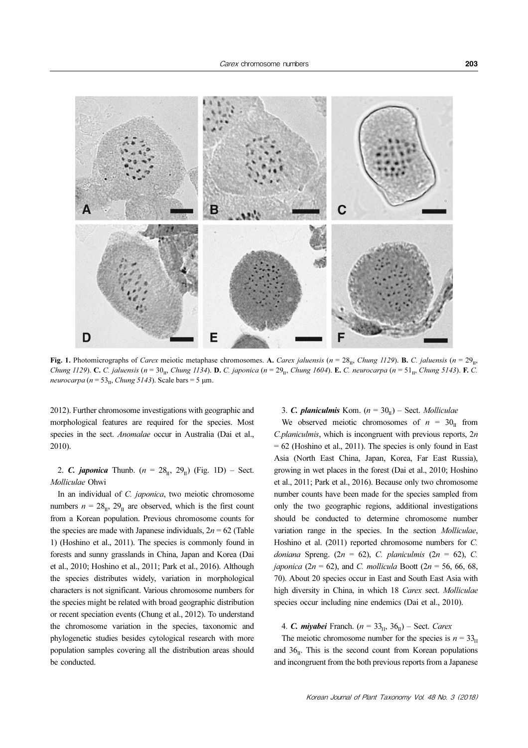**Fig. 1.** Photomicrographs of *Carex* meiotic metaphase chromosomes. **A.** *Carex jaluensis* ($n$ = $28_{II}$, *Chung 1129*). **B.** *C. jaluensis* ($n$ = $29_{II}$, *Chung 1129*). **C.** *C. jaluensis* ($n$ = $30_{II}$, *Chung 1134*). **D.** *C. japonica* ($n$ = $29_{II}$, *Chung 1604*). **E.** *C. neurocarpa* ($n$ = $51_{II}$, *Chung 5143*). **F.** *C. neurocarpa* ($n$ = $53_{II}$, *Chung 5143*). Scale bars = 5 μm.

2012). Further chromosome investigations with geographic and morphological features are required for the species. Most species in the sect. *Anomalae* occur in Australia (Dai et al., 2010).

2. ***C. japonica*** Thunb. ($n$ = $28_{II}$, $29_{II}$) (Fig. 1D) – Sect. *Molliculae* Ohwi

In an individual of *C. japonica*, two meiotic chromosome numbers $n$ = $28_{II}$, $29_{II}$ are observed, which is the first count from a Korean population. Previous chromosome counts for the species are made with Japanese individuals, $2n$ = 62 (Table 1) (Hoshino et al., 2011). The species is commonly found in forests and sunny grasslands in China, Japan and Korea (Dai et al., 2010; Hoshino et al., 2011; Park et al., 2016). Although the species distributes widely, variation in morphological characters is not significant. Various chromosome numbers for the species might be related with broad geographic distribution or recent speciation events (Chung et al., 2012). To understand the chromosome variation in the species, taxonomic and phylogenetic studies besides cytological research with more population samples covering all the distribution areas should be conducted.

3. ***C. planiculmis*** Kom. ($n$ = $30_{II}$) – Sect. *Molliculae*

We observed meiotic chromosomes of $n$ = $30_{II}$ from *C.planiculmis*, which is incongruent with previous reports, $2n$ = 62 (Hoshino et al., 2011). The species is only found in East Asia (North East China, Japan, Korea, Far East Russia), growing in wet places in the forest (Dai et al., 2010; Hoshino et al., 2011; Park et al., 2016). Because only two chromosome number counts have been made for the species sampled from only the two geographic regions, additional investigations should be conducted to determine chromosome number variation range in the species. In the section *Molliculae*, Hoshino et al. (2011) reported chromosome numbers for *C. doniana* Spreng. ($2n$ = 62), *C. planiculmis* ($2n$ = 62), *C. japonica* ($2n$ = 62), and *C. mollicula* Boott ($2n$ = 56, 66, 68, 70). About 20 species occur in East and South East Asia with high diversity in China, in which 18 *Carex* sect. *Molliculae* species occur including nine endemics (Dai et al., 2010).

4. ***C. miyabei*** Franch. ($n$ = $33_{II}$, $36_{II}$) – Sect. *Carex*

The meiotic chromosome number for the species is $n$ = $33_{II}$ and $36_{II}$. This is the second count from Korean populations and incongruent from the both previous reports from a Japanese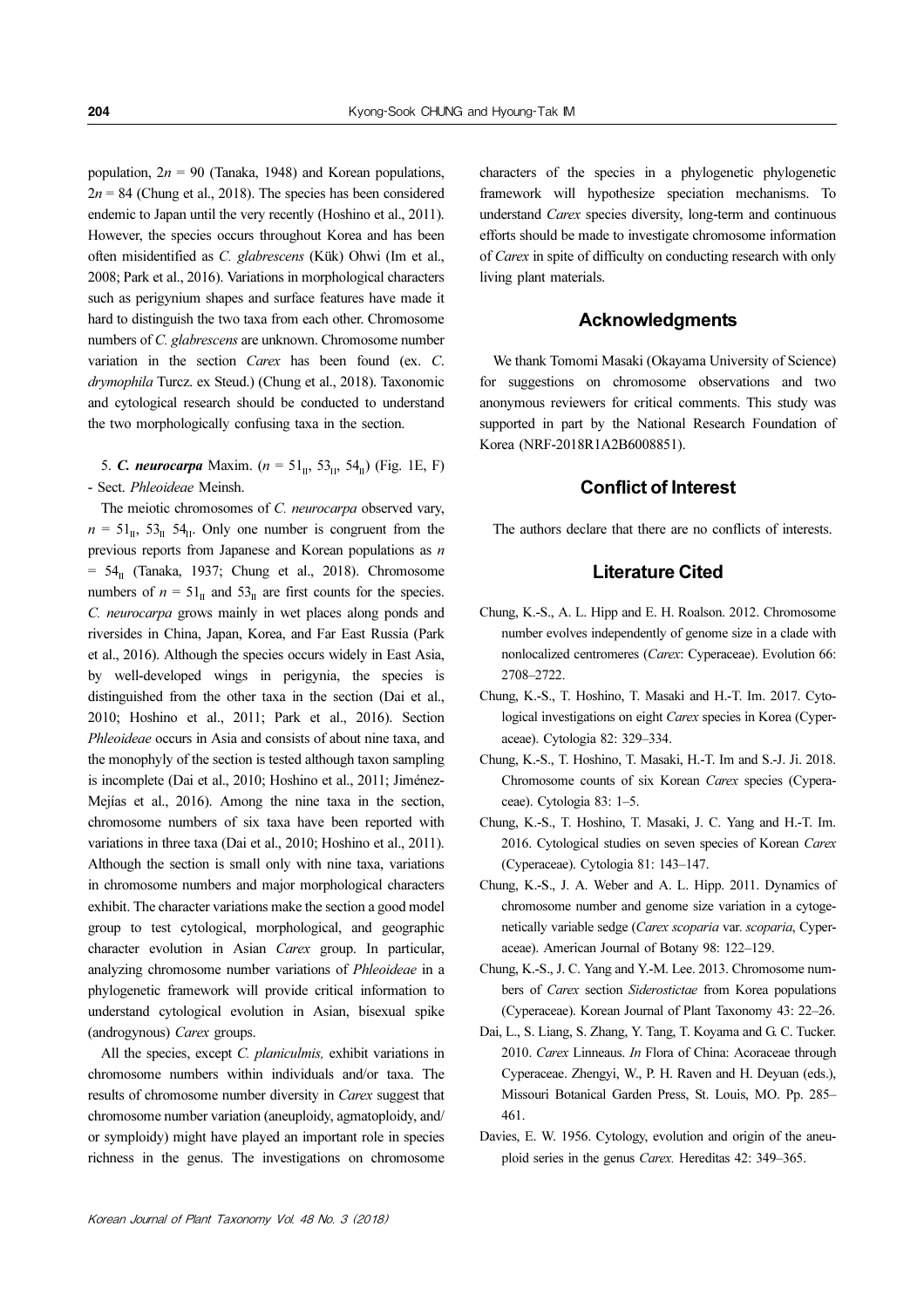population, $2n = 90$ (Tanaka, 1948) and Korean populations, $2n = 84$ (Chung et al., 2018). The species has been considered endemic to Japan until the very recently (Hoshino et al., 2011). However, the species occurs throughout Korea and has been often misidentified as *C. glabrescens* (Kük) Ohwi (Im et al., 2008; Park et al., 2016). Variations in morphological characters such as perigynium shapes and surface features have made it hard to distinguish the two taxa from each other. Chromosome numbers of *C. glabrescens* are unknown. Chromosome number variation in the section *Carex* has been found (ex. *C. drymophila* Turcz. ex Steud.) (Chung et al., 2018). Taxonomic and cytological research should be conducted to understand the two morphologically confusing taxa in the section.

5. ***C. neurocarpa*** Maxim. ($n = 51_{II}$, $53_{II}$, $54_{II}$) (Fig. 1E, F) - Sect. *Phleoideae* Meinsh.

The meiotic chromosomes of *C. neurocarpa* observed vary, $n = 51_{II}$, $53_{II}$ $54_{II}$. Only one number is congruent from the previous reports from Japanese and Korean populations as $n = 54_{II}$ (Tanaka, 1937; Chung et al., 2018). Chromosome numbers of $n = 51_{II}$ and $53_{II}$ are first counts for the species. *C. neurocarpa* grows mainly in wet places along ponds and riversides in China, Japan, Korea, and Far East Russia (Park et al., 2016). Although the species occurs widely in East Asia, by well-developed wings in perigynia, the species is distinguished from the other taxa in the section (Dai et al., 2010; Hoshino et al., 2011; Park et al., 2016). Section *Phleoideae* occurs in Asia and consists of about nine taxa, and the monophyly of the section is tested although taxon sampling is incomplete (Dai et al., 2010; Hoshino et al., 2011; Jiménez-Mejías et al., 2016). Among the nine taxa in the section, chromosome numbers of six taxa have been reported with variations in three taxa (Dai et al., 2010; Hoshino et al., 2011). Although the section is small only with nine taxa, variations in chromosome numbers and major morphological characters exhibit. The character variations make the section a good model group to test cytological, morphological, and geographic character evolution in Asian *Carex* group. In particular, analyzing chromosome number variations of *Phleoideae* in a phylogenetic framework will provide critical information to understand cytological evolution in Asian, bisexual spike (androgynous) *Carex* groups.

All the species, except *C. planiculmis,* exhibit variations in chromosome numbers within individuals and/or taxa. The results of chromosome number diversity in *Carex* suggest that chromosome number variation (aneuploidy, agmatoploidy, and/or symploidy) might have played an important role in species richness in the genus. The investigations on chromosome characters of the species in a phylogenetic phylogenetic framework will hypothesize speciation mechanisms. To understand *Carex* species diversity, long-term and continuous efforts should be made to investigate chromosome information of *Carex* in spite of difficulty on conducting research with only living plant materials.

## Acknowledgments

We thank Tomomi Masaki (Okayama University of Science) for suggestions on chromosome observations and two anonymous reviewers for critical comments. This study was supported in part by the National Research Foundation of Korea (NRF-2018R1A2B6008851).

## Conflict of Interest

The authors declare that there are no conflicts of interests.

## Literature Cited

Chung, K.-S., A. L. Hipp and E. H. Roalson. 2012. Chromosome number evolves independently of genome size in a clade with nonlocalized centromeres (*Carex*: Cyperaceae). Evolution 66: 2708–2722.

Chung, K.-S., T. Hoshino, T. Masaki and H.-T. Im. 2017. Cytological investigations on eight *Carex* species in Korea (Cyperaceae). Cytologia 82: 329–334.

Chung, K.-S., T. Hoshino, T. Masaki, H.-T. Im and S.-J. Ji. 2018. Chromosome counts of six Korean *Carex* species (Cyperaceae). Cytologia 83: 1–5.

Chung, K.-S., T. Hoshino, T. Masaki, J. C. Yang and H.-T. Im. 2016. Cytological studies on seven species of Korean *Carex* (Cyperaceae). Cytologia 81: 143–147.

Chung, K.-S., J. A. Weber and A. L. Hipp. 2011. Dynamics of chromosome number and genome size variation in a cytogenetically variable sedge (*Carex scoparia* var. *scoparia*, Cyperaceae). American Journal of Botany 98: 122–129.

Chung, K.-S., J. C. Yang and Y.-M. Lee. 2013. Chromosome numbers of *Carex* section *Siderostictae* from Korea populations (Cyperaceae). Korean Journal of Plant Taxonomy 43: 22–26.

Dai, L., S. Liang, S. Zhang, Y. Tang, T. Koyama and G. C. Tucker. 2010. *Carex* Linneaus. *In* Flora of China: Acoraceae through Cyperaceae. Zhengyi, W., P. H. Raven and H. Deyuan (eds.), Missouri Botanical Garden Press, St. Louis, MO. Pp. 285–461.

Davies, E. W. 1956. Cytology, evolution and origin of the aneuploid series in the genus *Carex.* Hereditas 42: 349–365.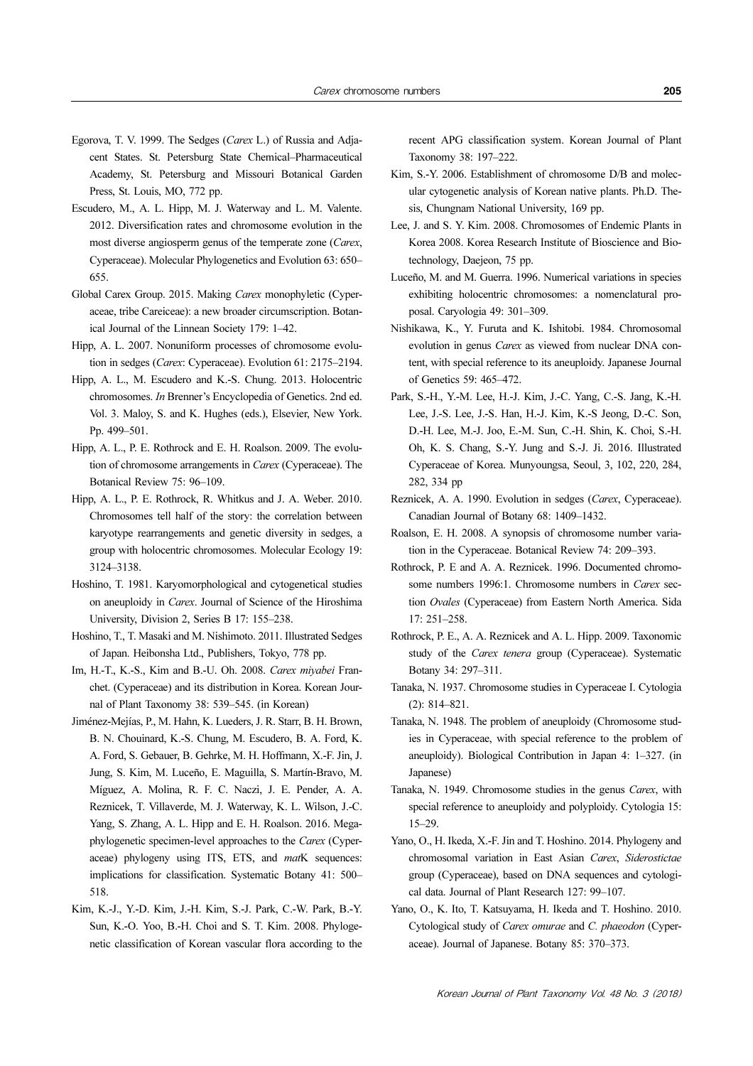Egorova, T. V. 1999. The Sedges (*Carex* L.) of Russia and Adjacent States. St. Petersburg State Chemical–Pharmaceutical Academy, St. Petersburg and Missouri Botanical Garden Press, St. Louis, MO, 772 pp.

Escudero, M., A. L. Hipp, M. J. Waterway and L. M. Valente. 2012. Diversification rates and chromosome evolution in the most diverse angiosperm genus of the temperate zone (*Carex*, Cyperaceae). Molecular Phylogenetics and Evolution 63: 650–655.

Global Carex Group. 2015. Making *Carex* monophyletic (Cyperaceae, tribe Careiceae): a new broader circumscription. Botanical Journal of the Linnean Society 179: 1–42.

Hipp, A. L. 2007. Nonuniform processes of chromosome evolution in sedges (*Carex*: Cyperaceae). Evolution 61: 2175–2194.

Hipp, A. L., M. Escudero and K.-S. Chung. 2013. Holocentric chromosomes. *In* Brenner's Encyclopedia of Genetics. 2nd ed. Vol. 3. Maloy, S. and K. Hughes (eds.), Elsevier, New York. Pp. 499–501.

Hipp, A. L., P. E. Rothrock and E. H. Roalson. 2009. The evolution of chromosome arrangements in *Carex* (Cyperaceae). The Botanical Review 75: 96–109.

Hipp, A. L., P. E. Rothrock, R. Whitkus and J. A. Weber. 2010. Chromosomes tell half of the story: the correlation between karyotype rearrangements and genetic diversity in sedges, a group with holocentric chromosomes. Molecular Ecology 19: 3124–3138.

Hoshino, T. 1981. Karyomorphological and cytogenetical studies on aneuploidy in *Carex*. Journal of Science of the Hiroshima University, Division 2, Series B 17: 155–238.

Hoshino, T., T. Masaki and M. Nishimoto. 2011. Illustrated Sedges of Japan. Heibonsha Ltd., Publishers, Tokyo, 778 pp.

Im, H.-T., K.-S., Kim and B.-U. Oh. 2008. *Carex miyabei* Franchet. (Cyperaceae) and its distribution in Korea. Korean Journal of Plant Taxonomy 38: 539–545. (in Korean)

Jiménez-Mejías, P., M. Hahn, K. Lueders, J. R. Starr, B. H. Brown, B. N. Chouinard, K.-S. Chung, M. Escudero, B. A. Ford, K. A. Ford, S. Gebauer, B. Gehrke, M. H. Hoffmann, X.-F. Jin, J. Jung, S. Kim, M. Luceño, E. Maguilla, S. Martín-Bravo, M. Míguez, A. Molina, R. F. C. Naczi, J. E. Pender, A. A. Reznicek, T. Villaverde, M. J. Waterway, K. L. Wilson, J.-C. Yang, S. Zhang, A. L. Hipp and E. H. Roalson. 2016. Megaphylogenetic specimen-level approaches to the *Carex* (Cyperaceae) phylogeny using ITS, ETS, and *mat*K sequences: implications for classification. Systematic Botany 41: 500–518.

Kim, K.-J., Y.-D. Kim, J.-H. Kim, S.-J. Park, C.-W. Park, B.-Y. Sun, K.-O. Yoo, B.-H. Choi and S. T. Kim. 2008. Phylogenetic classification of Korean vascular flora according to the recent APG classification system. Korean Journal of Plant Taxonomy 38: 197–222.

Kim, S.-Y. 2006. Establishment of chromosome D/B and molecular cytogenetic analysis of Korean native plants. Ph.D. Thesis, Chungnam National University, 169 pp.

Lee, J. and S. Y. Kim. 2008. Chromosomes of Endemic Plants in Korea 2008. Korea Research Institute of Bioscience and Biotechnology, Daejeon, 75 pp.

Luceño, M. and M. Guerra. 1996. Numerical variations in species exhibiting holocentric chromosomes: a nomenclatural proposal. Caryologia 49: 301–309.

Nishikawa, K., Y. Furuta and K. Ishitobi. 1984. Chromosomal evolution in genus *Carex* as viewed from nuclear DNA content, with special reference to its aneuploidy. Japanese Journal of Genetics 59: 465–472.

Park, S.-H., Y.-M. Lee, H.-J. Kim, J.-C. Yang, C.-S. Jang, K.-H. Lee, J.-S. Lee, J.-S. Han, H.-J. Kim, K.-S Jeong, D.-C. Son, D.-H. Lee, M.-J. Joo, E.-M. Sun, C.-H. Shin, K. Choi, S.-H. Oh, K. S. Chang, S.-Y. Jung and S.-J. Ji. 2016. Illustrated Cyperaceae of Korea. Munyoungsa, Seoul, 3, 102, 220, 284, 282, 334 pp

Reznicek, A. A. 1990. Evolution in sedges (*Carex*, Cyperaceae). Canadian Journal of Botany 68: 1409–1432.

Roalson, E. H. 2008. A synopsis of chromosome number variation in the Cyperaceae. Botanical Review 74: 209–393.

Rothrock, P. E and A. A. Reznicek. 1996. Documented chromosome numbers 1996:1. Chromosome numbers in *Carex* section *Ovales* (Cyperaceae) from Eastern North America. Sida 17: 251–258.

Rothrock, P. E., A. A. Reznicek and A. L. Hipp. 2009. Taxonomic study of the *Carex tenera* group (Cyperaceae). Systematic Botany 34: 297–311.

Tanaka, N. 1937. Chromosome studies in Cyperaceae I. Cytologia (2): 814–821.

Tanaka, N. 1948. The problem of aneuploidy (Chromosome studies in Cyperaceae, with special reference to the problem of aneuploidy). Biological Contribution in Japan 4: 1–327. (in Japanese)

Tanaka, N. 1949. Chromosome studies in the genus *Carex*, with special reference to aneuploidy and polyploidy. Cytologia 15: 15–29.

Yano, O., H. Ikeda, X.-F. Jin and T. Hoshino. 2014. Phylogeny and chromosomal variation in East Asian *Carex*, *Siderostictae* group (Cyperaceae), based on DNA sequences and cytological data. Journal of Plant Research 127: 99–107.

Yano, O., K. Ito, T. Katsuyama, H. Ikeda and T. Hoshino. 2010. Cytological study of *Carex omurae* and *C. phaeodon* (Cyperaceae). Journal of Japanese. Botany 85: 370–373.